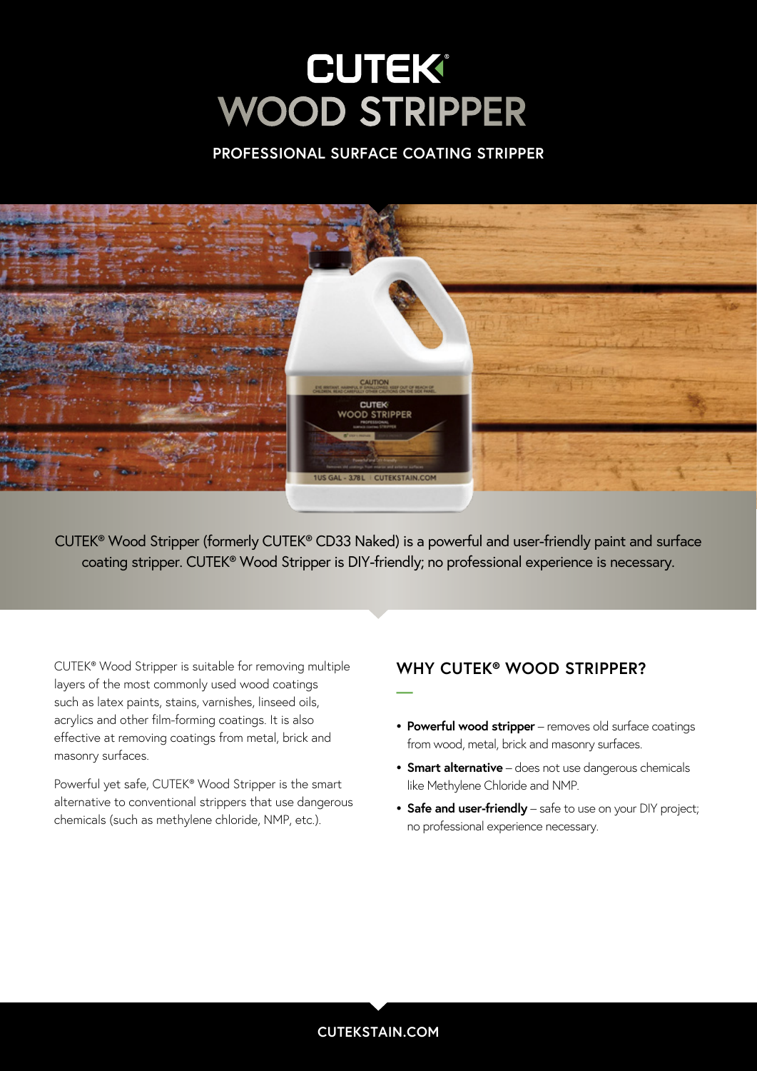# CUTEK®
# WOOD STRIPPER

**PROFESSIONAL SURFACE COATING STRIPPER**

CUTEK® Wood Stripper (formerly CUTEK® CD33 Naked) is a powerful and user-friendly paint and surface coating stripper. CUTEK® Wood Stripper is DIY-friendly; no professional experience is necessary.

CUTEK® Wood Stripper is suitable for removing multiple layers of the most commonly used wood coatings such as latex paints, stains, varnishes, linseed oils, acrylics and other film-forming coatings. It is also effective at removing coatings from metal, brick and masonry surfaces.

Powerful yet safe, CUTEK® Wood Stripper is the smart alternative to conventional strippers that use dangerous chemicals (such as methylene chloride, NMP, etc.).

## WHY CUTEK® WOOD STRIPPER?

- **Powerful wood stripper** – removes old surface coatings from wood, metal, brick and masonry surfaces.
- **Smart alternative** – does not use dangerous chemicals like Methylene Chloride and NMP.
- **Safe and user-friendly** – safe to use on your DIY project; no professional experience necessary.

CUTEKSTAIN.COM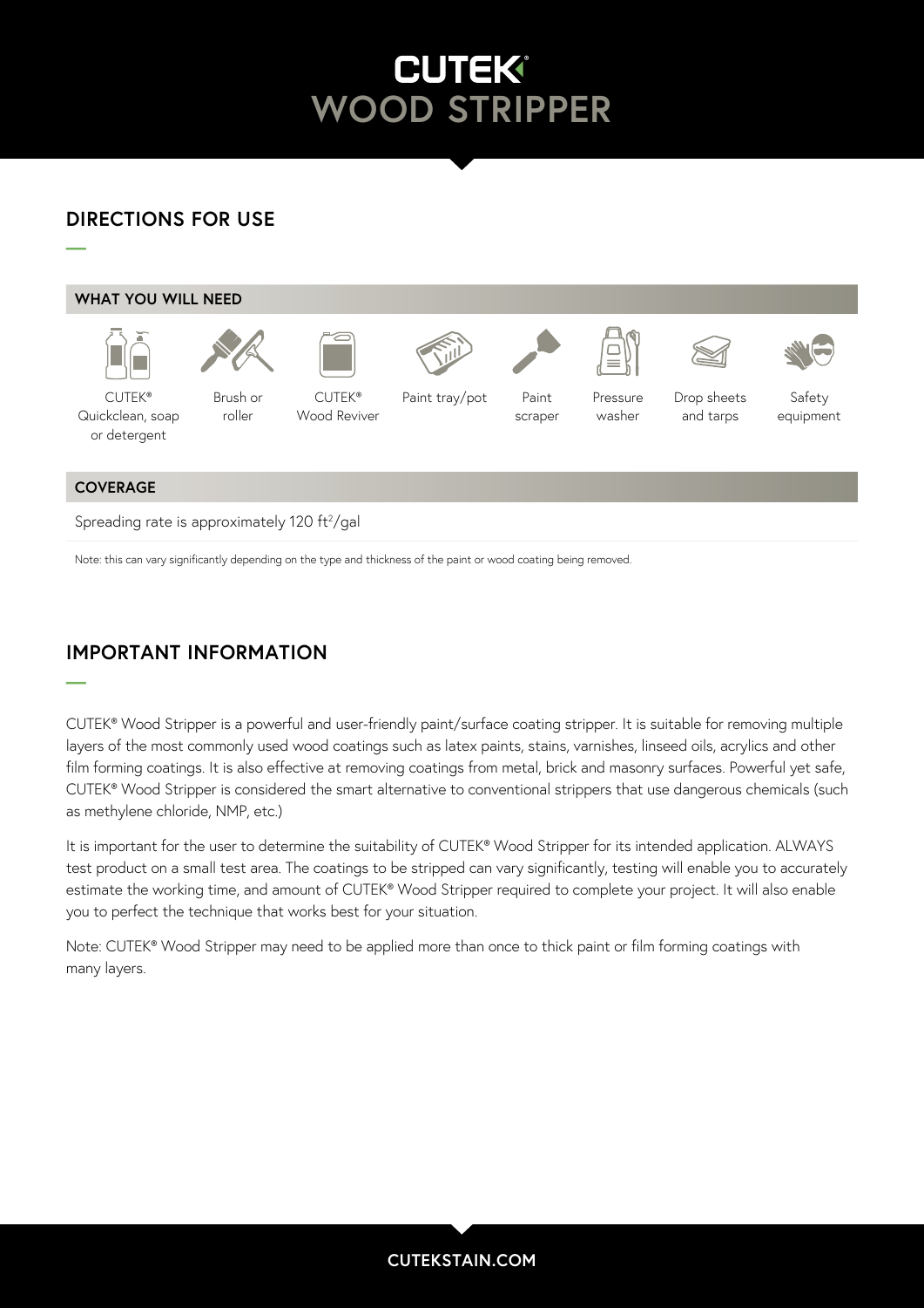# CUTEK® WOOD STRIPPER

## DIRECTIONS FOR USE

### WHAT YOU WILL NEED

- CUTEK® Quickclean, soap or detergent
- Brush or roller
- CUTEK® Wood Reviver
- Paint tray/pot
- Paint scraper
- Pressure washer
- Drop sheets and tarps
- Safety equipment

### COVERAGE

Spreading rate is approximately 120 $ft^2$/gal

Note: this can vary significantly depending on the type and thickness of the paint or wood coating being removed.

## IMPORTANT INFORMATION

CUTEK® Wood Stripper is a powerful and user-friendly paint/surface coating stripper. It is suitable for removing multiple layers of the most commonly used wood coatings such as latex paints, stains, varnishes, linseed oils, acrylics and other film forming coatings. It is also effective at removing coatings from metal, brick and masonry surfaces. Powerful yet safe, CUTEK® Wood Stripper is considered the smart alternative to conventional strippers that use dangerous chemicals (such as methylene chloride, NMP, etc.)

It is important for the user to determine the suitability of CUTEK® Wood Stripper for its intended application. ALWAYS test product on a small test area. The coatings to be stripped can vary significantly, testing will enable you to accurately estimate the working time, and amount of CUTEK® Wood Stripper required to complete your project. It will also enable you to perfect the technique that works best for your situation.

Note: CUTEK® Wood Stripper may need to be applied more than once to thick paint or film forming coatings with many layers.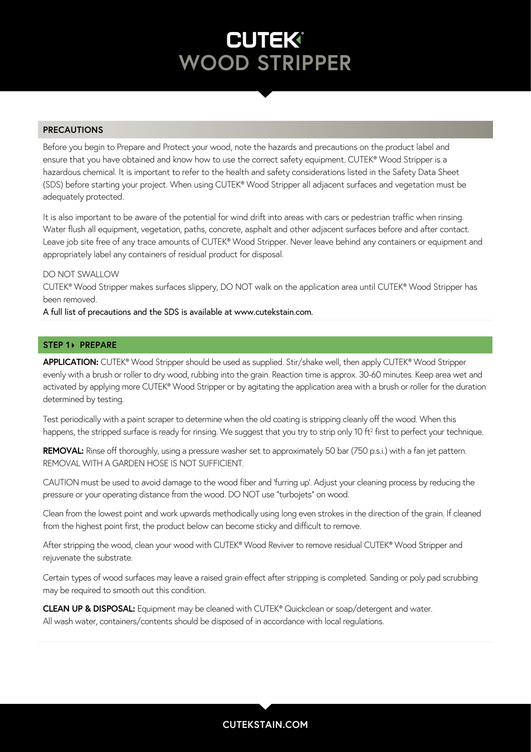# CUTEK® WOOD STRIPPER

## PRECAUTIONS

Before you begin to Prepare and Protect your wood, note the hazards and precautions on the product label and ensure that you have obtained and know how to use the correct safety equipment. CUTEK® Wood Stripper is a hazardous chemical. It is important to refer to the health and safety considerations listed in the Safety Data Sheet (SDS) before starting your project. When using CUTEK® Wood Stripper all adjacent surfaces and vegetation must be adequately protected.

It is also important to be aware of the potential for wind drift into areas with cars or pedestrian traffic when rinsing. Water flush all equipment, vegetation, paths, concrete, asphalt and other adjacent surfaces before and after contact. Leave job site free of any trace amounts of CUTEK® Wood Stripper. Never leave behind any containers or equipment and appropriately label any containers of residual product for disposal.

DO NOT SWALLOW

CUTEK® Wood Stripper makes surfaces slippery, DO NOT walk on the application area until CUTEK® Wood Stripper has been removed.

A full list of precautions and the SDS is available at www.cutekstain.com.

## STEP 1 ▸ PREPARE

**APPLICATION:** CUTEK® Wood Stripper should be used as supplied. Stir/shake well, then apply CUTEK® Wood Stripper evenly with a brush or roller to dry wood, rubbing into the grain. Reaction time is approx. 30-60 minutes. Keep area wet and activated by applying more CUTEK® Wood Stripper or by agitating the application area with a brush or roller for the duration determined by testing.

Test periodically with a paint scraper to determine when the old coating is stripping cleanly off the wood. When this happens, the stripped surface is ready for rinsing. We suggest that you try to strip only 10 $ft^2$ first to perfect your technique.

**REMOVAL:** Rinse off thoroughly, using a pressure washer set to approximately 50 bar (750 p.s.i.) with a fan jet pattern. REMOVAL WITH A GARDEN HOSE IS NOT SUFFICIENT.

CAUTION must be used to avoid damage to the wood fiber and 'furring up'. Adjust your cleaning process by reducing the pressure or your operating distance from the wood. DO NOT use "turbojets" on wood.

Clean from the lowest point and work upwards methodically using long even strokes in the direction of the grain. If cleaned from the highest point first, the product below can become sticky and difficult to remove.

After stripping the wood, clean your wood with CUTEK® Wood Reviver to remove residual CUTEK® Wood Stripper and rejuvenate the substrate.

Certain types of wood surfaces may leave a raised grain effect after stripping is completed. Sanding or poly pad scrubbing may be required to smooth out this condition.

**CLEAN UP & DISPOSAL:** Equipment may be cleaned with CUTEK® Quickclean or soap/detergent and water.
All wash water, containers/contents should be disposed of in accordance with local regulations.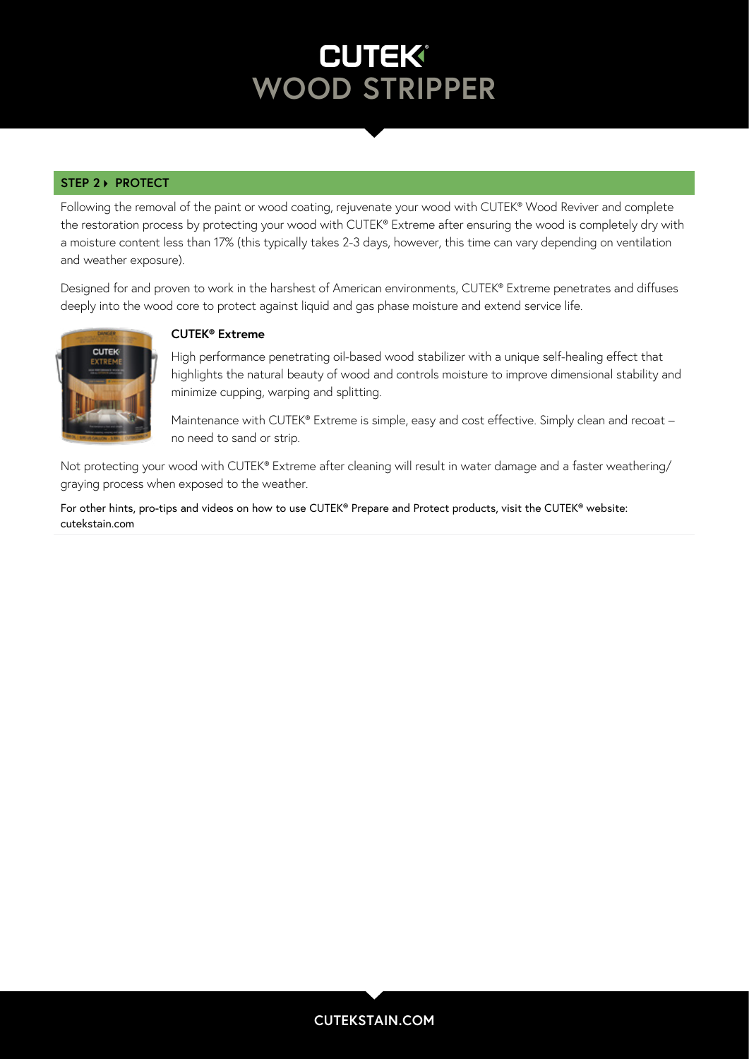# CUTEK® WOOD STRIPPER

## STEP 2 ▸ PROTECT

Following the removal of the paint or wood coating, rejuvenate your wood with CUTEK® Wood Reviver and complete the restoration process by protecting your wood with CUTEK® Extreme after ensuring the wood is completely dry with a moisture content less than 17% (this typically takes 2-3 days, however, this time can vary depending on ventilation and weather exposure).

Designed for and proven to work in the harshest of American environments, CUTEK® Extreme penetrates and diffuses deeply into the wood core to protect against liquid and gas phase moisture and extend service life.

**CUTEK® Extreme**

High performance penetrating oil-based wood stabilizer with a unique self-healing effect that highlights the natural beauty of wood and controls moisture to improve dimensional stability and minimize cupping, warping and splitting.

Maintenance with CUTEK® Extreme is simple, easy and cost effective. Simply clean and recoat – no need to sand or strip.

Not protecting your wood with CUTEK® Extreme after cleaning will result in water damage and a faster weathering/graying process when exposed to the weather.

For other hints, pro-tips and videos on how to use CUTEK® Prepare and Protect products, visit the CUTEK® website: cutekstain.com